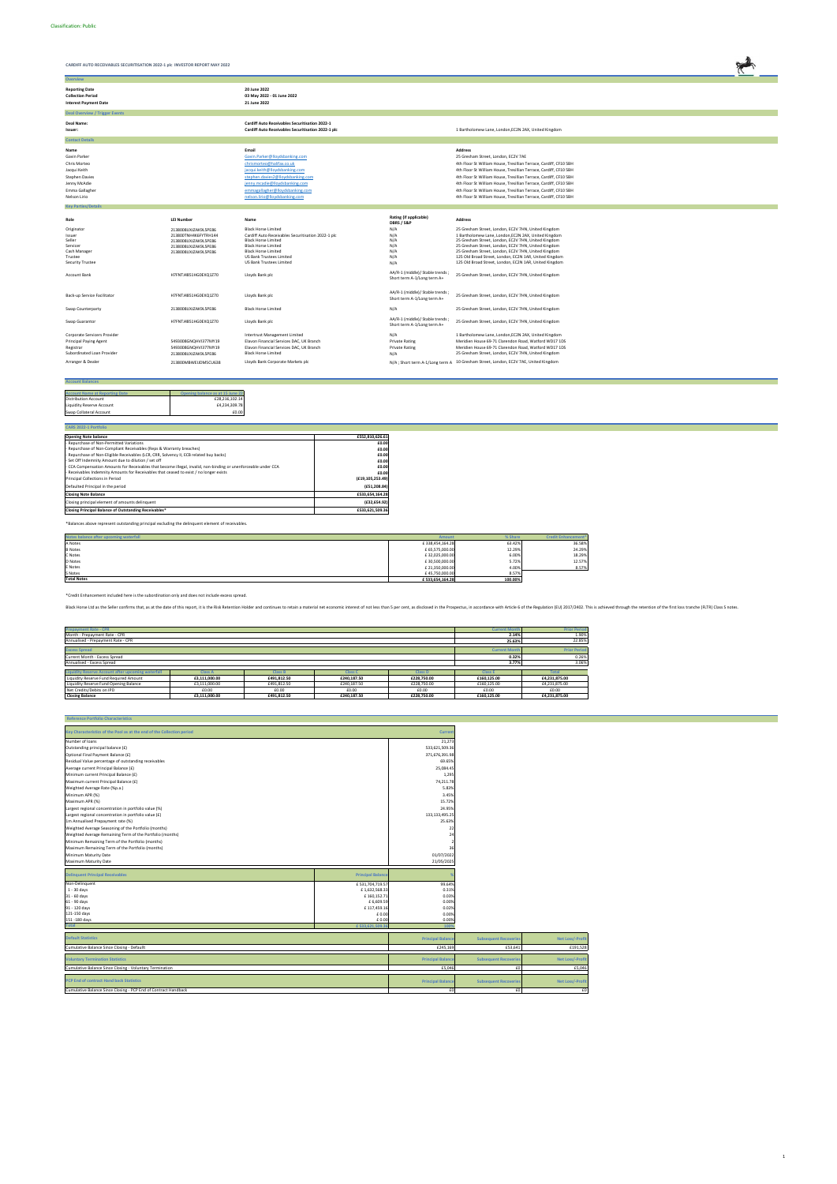Classification: Public

**CARDIFF AUTO RECEIVABLES SECURITISATION 2022-1 plc INVESTOR REPORT MAY 2022**

## Overview

| | |
|---|---|
| **Reporting Date** | **20 June 2022** |
| **Collection Period** | **03 May 2022 - 01 June 2022** |
| **Interest Payment Date** | **21 June 2022** |

## Deal Overview / Trigger Events

| | | |
|---|---|---|
| **Deal Name:** | **Cardiff Auto Receivables Securitisation 2022-1** | |
| **Issuer:** | **Cardiff Auto Receivables Securitisation 2022-1 plc** | 1 Bartholomew Lane, London,EC2N 2AX, United Kingdom |

## Contact Details

| Name | Email | Address |
|---|---|---|
| Gavin Parker | Gavin.Parker@lloydsbanking.com | 25 Gresham Street, London, EC2V 7AE |
| Chris Morteo | chrismorteo@halifax.co.uk | 4th Floor St William House, Tresillian Terrace, Cardiff, CF10 5BH |
| Jacqui Keith | jacqui.keith@lloydsbanking.com | 4th Floor St William House, Tresillian Terrace, Cardiff, CF10 5BH |
| Stephen Davies | stephen.davies2@lloydsbanking.com | 4th Floor St William House, Tresillian Terrace, Cardiff, CF10 5BH |
| Jenny McAdie | jenny.mcadie@lloydsbanking.com | 4th Floor St William House, Tresillian Terrace, Cardiff, CF10 5BH |
| Emma Gallagher | emmagallagher@lloydsbanking.com | 4th Floor St William House, Tresillian Terrace, Cardiff, CF10 5BH |
| Nelson Lirio | nelson.lirio@lloydsbanking.com | 4th Floor St William House, Tresillian Terrace, Cardiff, CF10 5BH |

## Key Parties/Details

| Role | LEI Number | Name | Rating (if applicable) DBRS / S&P | Address |
|---|---|---|---|---|
| Originator | 2138008UXZAK9L5PE86 | Black Horse Limited | N/A | 25 Gresham Street, London, EC2V 7HN, United Kingdom |
| Issuer | 213800TNHMKEFYTRH144 | Cardiff Auto Receivables Securitisation 2022-1 plc | N/A | 1 Bartholomew Lane, London,EC2N 2AX, United Kingdom |
| Seller | 2138008UXZAK9L5PE86 | Black Horse Limited | N/A | 25 Gresham Street, London, EC2V 7HN, United Kingdom |
| Servicer | 2138008UXZAK9L5PE86 | Black Horse Limited | N/A | 25 Gresham Street, London, EC2V 7HN, United Kingdom |
| Cash Manager | 2138008UXZAK9L5PE86 | Black Horse Limited | N/A | 25 Gresham Street, London, EC2V 7HN, United Kingdom |
| Trustee | | US Bank Trustees Limited | N/A | 125 Old Broad Street, London, EC2N 1AR, United Kingdom |
| Security Trustee | | US Bank Trustees Limited | N/A | 125 Old Broad Street, London, EC2N 1AR, United Kingdom |
| Account Bank | H7FNTJ4851HG0EXQ1Z70 | Lloyds Bank plc | AA/R-1 (middle)/ Stable trends ; Short term A-1/Long term A+ | 25 Gresham Street, London, EC2V 7HN, United Kingdom |
| Back-up Service Facilitator | H7FNTJ4851HG0EXQ1Z70 | Lloyds Bank plc | AA/R-1 (middle)/ Stable trends ; Short term A-1/Long term A+ | 25 Gresham Street, London, EC2V 7HN, United Kingdom |
| Swap Counterparty | 2138008UXZAK9L5PE86 | Black Horse Limited | N/A | 25 Gresham Street, London, EC2V 7HN, United Kingdom |
| Swap Guarantor | H7FNTJ4851HG0EXQ1Z70 | Lloyds Bank plc | AA/R-1 (middle)/ Stable trends ; Short term A-1/Long term A+ | 25 Gresham Street, London, EC2V 7HN, United Kingdom |
| Corporate Servicers Provider | | Intertrust Management Limited | N/A | 1 Bartholomew Lane, London,EC2N 2AX, United Kingdom |
| Principal Paying Agent | 549300BGNQHVI377MY19 | Elavon Financial Services DAC, UK Branch | Private Rating | Meridien House 69-71 Clarendon Road, Watford WD17 1DS |
| Registrar | 549300BGNQHVI377MY19 | Elavon Financial Services DAC, UK Branch | Private Rating | Meridien House 69-71 Clarendon Road, Watford WD17 1DS |
| Subordinated Loan Provider | 2138008UXZAK9L5PE86 | Black Horse Limited | N/A | 25 Gresham Street, London, EC2V 7HN, United Kingdom |
| Arranger & Dealer | 213800MBWEIJDM5CU638 | Lloyds Bank Corporate Markets plc | N/A ; Short term A-1/Long term A | 10 Gresham Street, London, EC2V 7AE, United Kingdom |

## Account Balances

| Account Name at Reporting Date | Opening balance as at 15 June 22 |
|---|---|
| Distribution Account | £28,216,102.14 |
| Liquidity Reserve Account | £4,234,309.78 |
| Swap Collateral Account | £0.00 |

## CARS 2022-1 Portfolio

| | |
|---|---|
| **Opening Note balance** | **£552,810,626.61** |
| - Repurchase of Non-Permitted Variations | £0.00 |
| - Repurchase of Non-Compliant Receivables (Reps & Warranty breaches) | £0.00 |
| - Repurchase of Non-Eligible Receivables (LCR, CRR, Solvency II, ECB related buy backs) | £0.00 |
| - Set Off Indemnity Amount due to dilution / set off | £0.00 |
| - CCA Compensation Amounts for Receivables that become illegal, invalid, non-binding or unenforceable under CCA | £0.00 |
| - Receivables Indemnity Amounts for Receivables that ceased to exist / no longer exists | £0.00 |
| Principal Collections in Period | (£19,105,253.49) |
| Defaulted Principal in the period | (£51,208.84) |
| **Closing Note Balance** | **£533,654,164.28** |
| Closing principal element of amounts delinquent | (£32,654.92) |
| **Closing Principal Balance of Outstanding Receivables*** | **£533,621,509.36** |

*Balances above represent outstanding principal excluding the delinquent element of receivables.

| Notes balance after upcoming waterfall | Amount | % Share | Credit Enhancement* |
|---|---|---|---|
| A Notes | £ 338,454,164.28 | 63.42% | 36.58% |
| B Notes | £ 65,575,000.00 | 12.29% | 24.29% |
| C Notes | £ 32,025,000.00 | 6.00% | 18.29% |
| D Notes | £ 30,500,000.00 | 5.72% | 12.57% |
| E Notes | £ 21,350,000.00 | 4.00% | 8.57% |
| S Notes | £ 45,750,000.00 | 8.57% | |
| **Total Notes** | **£ 533,654,164.28** | **100.00%** | |

*Credit Enhancement included here is the subordination only and does not include excess spread.

Black Horse Ltd as the Seller confirms that, as at the date of this report, it is the Risk Retention Holder and continues to retain a material net economic interest of not less than 5 per cent, as disclosed in the Prospectus, in accordance with Article 6 of the Regulation (EU) 2017/2402. This is achieved through the retention of the first loss tranche (FLTR) Class S notes.

| Prepayment Rate - CPR | Current Month | Prior Period |
|---|---|---|
| Month - Prepayment Rate - CPR | 2.14% | 1.90% |
| Annualised - Prepayment Rate - CPR | 25.63% | 22.85% |

| Excess Spread | Current Month | Prior Period |
|---|---|---|
| Current Month - Excess Spread | 0.32% | 0.26% |
| Annualised - Excess Spread | 3.77% | 3.06% |

| Liquidity Reserve Account after upcoming waterfall | Class A | Class B | Class C | Class D | Class E | Total |
|---|---|---|---|---|---|---|
| Liquidity Reserve Fund Required Amount | £3,111,000.00 | £491,812.50 | £240,187.50 | £228,750.00 | £160,125.00 | £4,231,875.00 |
| Liquidity Reserve Fund Opening Balance | £3,111,000.00 | £491,812.50 | £240,187.50 | £228,750.00 | £160,125.00 | £4,231,875.00 |
| Net Credits/Debits on IPD | £0.00 | £0.00 | £0.00 | £0.00 | £0.00 | £0.00 |
| **Closing Balance** | **£3,111,000.00** | **£491,812.50** | **£240,187.50** | **£228,750.00** | **£160,125.00** | **£4,231,875.00** |

## Reference Portfolio Characteristics

| Key Characteristics of the Pool as at the end of the Collection period | Current |
|---|---|
| Number of loans | 21,273 |
| Outstanding principal balance (£) | 533,621,509.36 |
| Optional Final Payment Balance (£) | 371,676,391.98 |
| Residual Value percentage of outstanding receivables | 69.65% |
| Average current Principal Balance (£) | 25,084.45 |
| Minimum current Principal Balance (£) | 1,285 |
| Maximum current Principal Balance (£) | 74,211.78 |
| Weighted Average Rate (%p.a.) | 5.83% |
| Minimum APR (%) | 3.49% |
| Maximum APR (%) | 15.72% |
| Largest regional concentration in portfolio value (%) | 24.95% |
| Largest regional concentration in portfolio value (£) | 133,133,495.25 |
| 1m Annualised Prepayment rate (%) | 25.63% |
| Weighted Average Seasoning of the Portfolio (months) | 22 |
| Weighted Average Remaining Term of the Portfolio (months) | 24 |
| Minimum Remaining Term of the Portfolio (months) | 2 |
| Maximum Remaining Term of the Portfolio (months) | 36 |
| Minimum Maturity Date | 01/07/2022 |
| Maximum Maturity Date | 21/05/2025 |

| Delinquent Principal Receivables | Principal Balance | % |
|---|---|---|
| Non-Delinquent | £ 531,704,719.57 | 99.64% |
| 1 - 30 days | £ 1,632,568.33 | 0.31% |
| 31 - 60 days | £ 160,152.71 | 0.03% |
| 61 - 90 days | £ 6,609.59 | 0.00% |
| 91 - 120 days | £ 117,459.16 | 0.02% |
| 121 -150 days | £ 0.00 | 0.00% |
| 151 -180 days | £ 0.00 | 0.00% |
| **Total** | **£ 533,621,509.36** | **100%** |

| Default Statistics | Principal Balance | Subsequent Recoveries | Net Loss/-Profit |
|---|---|---|---|
| Cumulative Balance Since Closing - Default | £245,169 | £53,641 | £191,528 |

| Voluntary Termination Statistics | Principal Balance | Subsequent Recoveries | Net Loss/-Profit |
|---|---|---|---|
| Cumulative Balance Since Closing - Voluntary Termination | £5,046 | £0 | £5,046 |

| PCP End of contract Hand back Statistics | Principal Balance | Subsequent Recoveries | Net Loss/-Profit |
|---|---|---|---|
| Cumulative Balance Since Closing - PCP End of Contract Handback | £0 | £0 | £0 |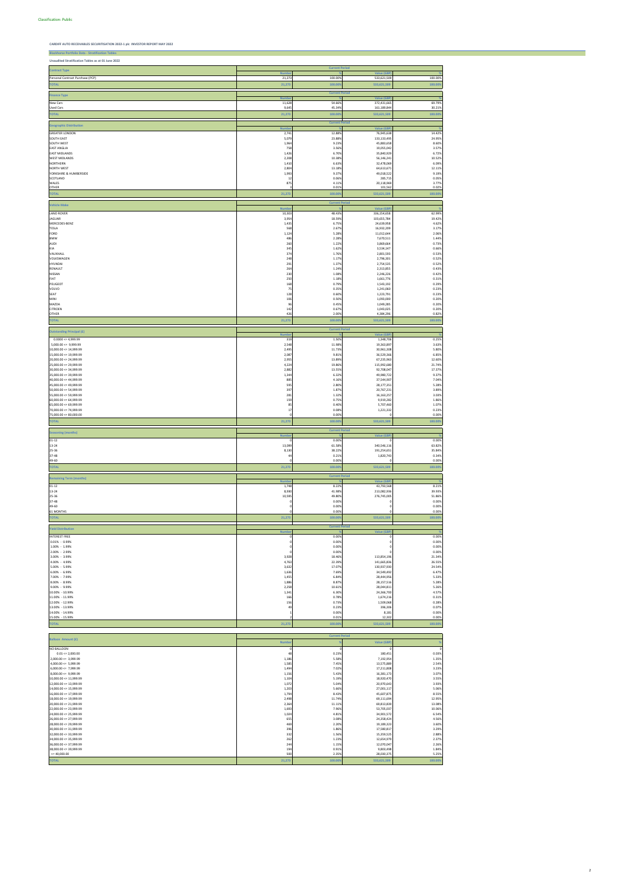**Classification: Public**

**CARDIFF AUTO RECEIVABLES SECURITISATION 2022-1 plc INVESTOR REPORT MAY 2022**

**Blockhorse Portfolio Data - Stratification Tables**

**Unaudited Stratification Tables as at 01 June 2022**

| Contract Type | Current Period | | | |
|---|---|---|---|---|
| | Number | % | Value (GBP) | % |
| Personal Contract Purchase (PCP) | 21,273 | 100.00% | 533,621,509 | 100.00% |
| **TOTAL** | **21,273** | **100.00%** | **533,621,509** | **100.00%** |

| Finance Type | Current Period | | | |
|---|---|---|---|---|
| | Number | % | Value (GBP) | % |
| New Cars | 11,628 | 54.66% | 372,431,665 | 69.79% |
| Used Cars | 9,645 | 45.34% | 161,189,844 | 30.21% |
| **TOTAL** | **21,273** | **100.00%** | **533,621,509** | **100.00%** |

| Geographic Distribution | Current Period | | | |
|---|---|---|---|---|
| | Number | % | Value (GBP) | % |
| GREATER LONDON | 2,740 | 12.88% | 76,945,638 | 14.42% |
| SOUTH EAST | 5,079 | 23.88% | 133,133,495 | 24.95% |
| SOUTH WEST | 1,964 | 9.23% | 45,883,658 | 8.60% |
| EAST ANGLIA | 758 | 3.56% | 19,055,242 | 3.57% |
| EAST MIDLANDS | 1,426 | 6.70% | 35,840,929 | 6.72% |
| WEST MIDLANDS | 2,208 | 10.38% | 56,146,241 | 10.52% |
| NORTHERN | 1,410 | 6.63% | 32,478,069 | 6.09% |
| NORTH WEST | 2,804 | 13.18% | 64,613,671 | 12.11% |
| YORKSHIRE & HUMBERSIDE | 1,993 | 9.37% | 49,018,522 | 9.19% |
| SCOTLAND | 12 | 0.06% | 285,715 | 0.05% |
| WALES | 875 | 4.11% | 20,118,968 | 3.77% |
| OTHER | 3 | 0.01% | 105,562 | 0.02% |
| **TOTAL** | **21,273** | **100.00%** | **533,621,509** | **100.00%** |

| Vehicle Make | Current Period | | | |
|---|---|---|---|---|
| | Number | % | Value (GBP) | % |
| LAND ROVER | 10,303 | 48.43% | 336,154,658 | 62.99% |
| JAGUAR | 3,954 | 18.59% | 103,655,784 | 19.42% |
| MERCEDES-BENZ | 1,435 | 6.75% | 24,638,958 | 4.62% |
| TESLA | 568 | 2.67% | 16,932,209 | 3.17% |
| FORD | 1,124 | 5.28% | 11,012,644 | 2.06% |
| BMW | 486 | 2.28% | 7,670,511 | 1.44% |
| AUDI | 260 | 1.22% | 3,869,664 | 0.73% |
| KIA | 345 | 1.62% | 3,534,147 | 0.66% |
| VAUXHALL | 374 | 1.76% | 2,803,593 | 0.53% |
| VOLKSWAGEN | 248 | 1.17% | 2,796,301 | 0.52% |
| HYUNDAI | 291 | 1.37% | 2,754,535 | 0.52% |
| RENAULT | 264 | 1.24% | 2,313,855 | 0.43% |
| NISSAN | 230 | 1.08% | 2,246,226 | 0.42% |
| FIAT | 250 | 1.18% | 1,661,776 | 0.31% |
| PEUGEOT | 168 | 0.79% | 1,543,192 | 0.29% |
| VOLVO | 75 | 0.35% | 1,243,060 | 0.23% |
| SEAT | 128 | 0.60% | 1,220,791 | 0.23% |
| MINI | 106 | 0.50% | 1,090,000 | 0.20% |
| MAZDA | 96 | 0.45% | 1,049,285 | 0.20% |
| CITROEN | 142 | 0.67% | 1,049,025 | 0.20% |
| OTHER | 426 | 2.00% | 4,384,296 | 0.82% |
| **TOTAL** | **21,273** | **100.00%** | **533,621,509** | **100.00%** |

| Outstanding Principal (£) | Current Period | | | |
|---|---|---|---|---|
| | Number | % | Value (GBP) | % |
| 0.0000 <= 4,999.99 | 319 | 1.50% | 1,348,706 | 0.25% |
| 5,000.00 <= 9,999.99 | 2,548 | 11.98% | 19,363,897 | 3.63% |
| 10,000.00 <= 14,999.99 | 2,495 | 11.73% | 30,961,308 | 5.80% |
| 15,000.00 <= 19,999.99 | 2,087 | 9.81% | 36,529,366 | 6.85% |
| 20,000.00 <= 24,999.99 | 2,955 | 13.89% | 67,235,963 | 12.60% |
| 25,000.00 <= 29,999.99 | 4,224 | 19.86% | 115,990,680 | 21.74% |
| 30,000.00 <= 34,999.99 | 2,882 | 13.55% | 92,708,047 | 17.37% |
| 35,000.00 <= 39,999.99 | 1,344 | 6.32% | 49,980,722 | 9.37% |
| 40,000.00 <= 44,999.99 | 885 | 4.16% | 37,544,907 | 7.04% |
| 45,000.00 <= 49,999.99 | 595 | 2.80% | 28,177,351 | 5.28% |
| 50,000.00 <= 54,999.99 | 397 | 1.87% | 20,767,231 | 3.89% |
| 55,000.00 <= 59,999.99 | 281 | 1.32% | 16,163,257 | 3.03% |
| 60,000.00 <= 64,999.99 | 159 | 0.75% | 9,919,282 | 1.86% |
| 65,000.00 <= 69,999.99 | 85 | 0.40% | 5,707,460 | 1.07% |
| 70,000.00 <= 74,999.99 | 17 | 0.08% | 1,221,332 | 0.23% |
| 75,000.00 <= 80,000.00 | 0 | 0.00% | 0 | 0.00% |
| **TOTAL** | **21,273** | **100.00%** | **533,621,509** | **100.00%** |

| Seasoning (months) | Current Period | | | |
|---|---|---|---|---|
| | Number | % | Value (GBP) | % |
| 01-12 | 0 | 0.00% | 0 | 0.00% |
| 13-24 | 13,099 | 61.58% | 340,546,116 | 63.82% |
| 25-36 | 8,130 | 38.22% | 191,254,651 | 35.84% |
| 37-48 | 44 | 0.21% | 1,820,743 | 0.34% |
| 49-60 | 0 | 0.00% | 0 | 0.00% |
| **TOTAL** | **21,273** | **100.00%** | **533,621,509** | **100.00%** |

| Remaining Term (months) | Current Period | | | |
|---|---|---|---|---|
| | Number | % | Value (GBP) | % |
| 01-12 | 1,748 | 8.22% | 43,793,568 | 8.21% |
| 13-24 | 8,930 | 41.98% | 213,082,936 | 39.93% |
| 25-36 | 10,595 | 49.80% | 276,745,005 | 51.86% |
| 37-48 | 0 | 0.00% | 0 | 0.00% |
| 49-60 | 0 | 0.00% | 0 | 0.00% |
| 61 MONTHS | 0 | 0.00% | 0 | 0.00% |
| **TOTAL** | **21,273** | **100.00%** | **533,621,509** | **100.00%** |

| Yield Distribution | Current Period | | | |
|---|---|---|---|---|
| | Number | % | Value (GBP) | % |
| INTEREST FREE | 0 | 0.00% | 0 | 0.00% |
| 0.01% - 0.99% | 0 | 0.00% | 0 | 0.00% |
| 1.00% - 1.99% | 0 | 0.00% | 0 | 0.00% |
| 2.00% - 2.99% | 0 | 0.00% | 0 | 0.00% |
| 3.00% - 3.99% | 3,928 | 18.46% | 113,854,196 | 21.34% |
| 4.00% - 4.99% | 4,763 | 22.39% | 141,665,836 | 26.55% |
| 5.00% - 5.99% | 3,632 | 17.07% | 130,937,930 | 24.54% |
| 6.00% - 6.99% | 1,636 | 7.69% | 34,549,492 | 6.47% |
| 7.00% - 7.99% | 1,455 | 6.84% | 28,444,956 | 5.33% |
| 8.00% - 8.99% | 1,886 | 8.87% | 28,157,516 | 5.28% |
| 9.00% - 9.99% | 2,258 | 10.61% | 28,044,811 | 5.26% |
| 10.00% - 10.99% | 1,341 | 6.30% | 24,366,700 | 4.57% |
| 11.00% - 11.99% | 166 | 0.78% | 1,674,218 | 0.31% |
| 12.00% - 12.99% | 156 | 0.73% | 1,509,068 | 0.28% |
| 13.00% - 13.99% | 49 | 0.23% | 396,306 | 0.07% |
| 14.00% - 14.99% | 1 | 0.00% | 8,181 | 0.00% |
| 15.00% - 15.99% | 2 | 0.01% | 12,302 | 0.00% |
| **TOTAL** | **21,273** | **100.00%** | **533,621,509** | **100.00%** |

| Balloon Amount (£) | Current Period | | | |
|---|---|---|---|---|
| | Number | % | Value (GBP) | % |
| NO BALLOON | 0 | 0 | 0 | 0 |
| 0.01 <= 2,000.00 | 48 | 0.23% | 180,451 | 0.03% |
| 2,000.00 <= 3,999.99 | 1,186 | 5.58% | 7,192,954 | 1.35% |
| 4,000.00 <= 5,999.99 | 1,585 | 7.45% | 13,575,888 | 2.54% |
| 6,000.00 <= 7,999.99 | 1,494 | 7.02% | 17,211,808 | 3.23% |
| 8,000.00 <= 9,999.99 | 1,156 | 5.43% | 16,383,173 | 3.07% |
| 10,000.00 <= 11,999.99 | 1,104 | 5.19% | 18,920,470 | 3.55% |
| 12,000.00 <= 13,999.99 | 1,072 | 5.04% | 20,970,643 | 3.93% |
| 14,000.00 <= 15,999.99 | 1,203 | 5.66% | 27,001,117 | 5.06% |
| 16,000.00 <= 17,999.99 | 1,794 | 8.43% | 45,607,875 | 8.55% |
| 18,000.00 <= 19,999.99 | 2,498 | 11.74% | 69,131,694 | 12.95% |
| 20,000.00 <= 21,999.99 | 2,364 | 11.11% | 69,813,839 | 13.08% |
| 22,000.00 <= 23,999.99 | 1,693 | 7.96% | 53,705,037 | 10.06% |
| 24,000.00 <= 25,999.99 | 1,024 | 4.81% | 34,903,572 | 6.54% |
| 26,000.00 <= 27,999.99 | 655 | 3.08% | 24,358,424 | 4.56% |
| 28,000.00 <= 29,999.99 | 469 | 2.20% | 19,189,323 | 3.60% |
| 30,000.00 <= 31,999.99 | 396 | 1.86% | 17,580,817 | 3.29% |
| 32,000.00 <= 33,999.99 | 332 | 1.56% | 15,359,525 | 2.88% |
| 34,000.00 <= 35,999.99 | 262 | 1.23% | 12,654,979 | 2.37% |
| 36,000.00 <= 37,999.99 | 244 | 1.15% | 12,070,047 | 2.26% |
| 38,000.00 <= 39,999.99 | 194 | 0.91% | 9,803,498 | 1.84% |
| >= 40,000.00 | 500 | 2.35% | 28,030,375 | 5.25% |
| **TOTAL** | **21,273** | **100.00%** | **533,621,509** | **100.00%** |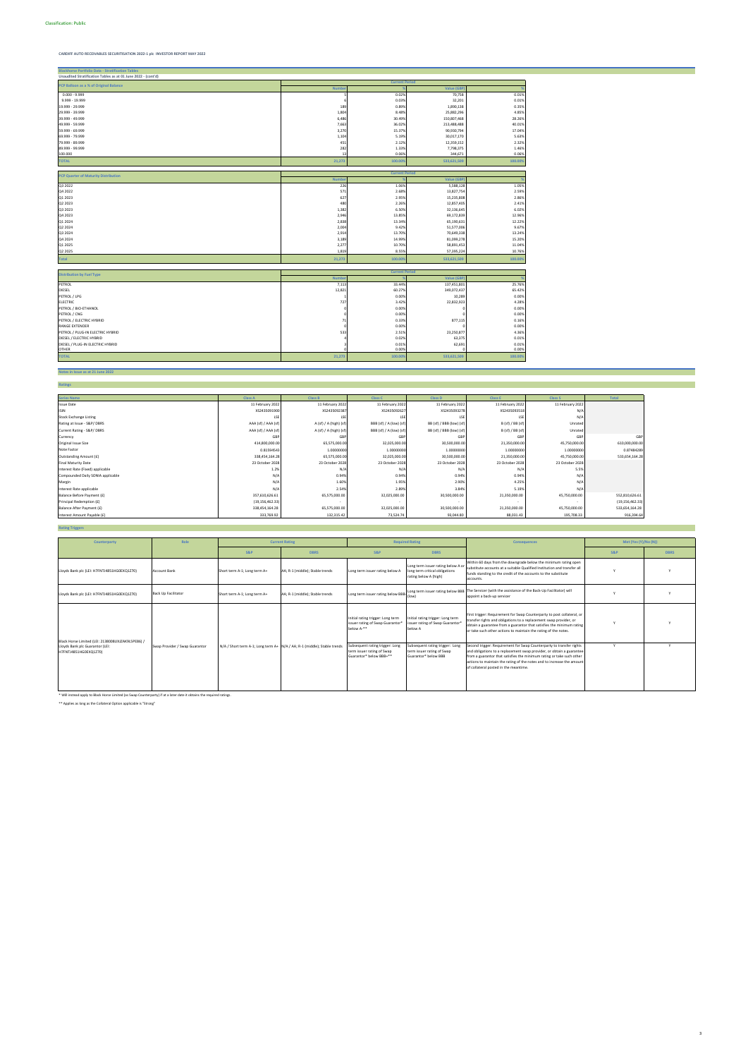Classification: Public

CARDIFF AUTO RECEIVABLES SECURITISATION 2022-1 plc INVESTOR REPORT MAY 2022

## Blackhorse Portfolio Data - Stratification Tables

Unaudited Stratification Tables as at 01 June 2022 - (cont'd)

| PCP Balloon as a % of Original Balance | Current Period | | | |
|---|---|---|---|---|
| | Number | % | Value (GBP) | % |
| 0.000 - 9.999 | 5 | 0.02% | 70,758 | 0.01% |
| 9.999 - 19.999 | 6 | 0.03% | 32,201 | 0.01% |
| 19.999 - 29.999 | 189 | 0.89% | 1,890,138 | 0.35% |
| 29.999 - 39.999 | 1,804 | 8.48% | 25,882,296 | 4.85% |
| 39.999 - 49.999 | 6,486 | 30.49% | 150,807,468 | 28.26% |
| 49.999 - 59.999 | 7,663 | 36.02% | 213,488,488 | 40.01% |
| 59.999 - 69.999 | 3,270 | 15.37% | 90,930,794 | 17.04% |
| 69.999 - 79.999 | 1,104 | 5.19% | 30,017,170 | 5.63% |
| 79.999 - 89.999 | 451 | 2.12% | 12,359,151 | 2.32% |
| 89.999 - 99.999 | 282 | 1.33% | 7,798,375 | 1.46% |
| 100.000 | 13 | 0.06% | 344,671 | 0.06% |
| TOTAL | 21,273 | 100.00% | 533,621,509 | 100.00% |

| PCP Quarter of Maturity Distribution | Current Period | | | |
|---|---|---|---|---|
| | Number | % | Value (GBP) | % |
| Q3 2022 | 226 | 1.06% | 5,588,128 | 1.05% |
| Q4 2022 | 571 | 2.68% | 13,827,754 | 2.59% |
| Q1 2023 | 627 | 2.95% | 15,235,808 | 2.86% |
| Q2 2023 | 480 | 2.26% | 12,857,405 | 2.41% |
| Q3 2023 | 1,382 | 6.50% | 32,136,645 | 6.02% |
| Q4 2023 | 2,946 | 13.85% | 69,172,839 | 12.96% |
| Q1 2024 | 2,838 | 13.34% | 65,190,631 | 12.22% |
| Q2 2024 | 2,004 | 9.42% | 51,577,006 | 9.67% |
| Q3 2024 | 2,914 | 13.70% | 70,649,338 | 13.24% |
| Q4 2024 | 3,189 | 14.99% | 81,099,278 | 15.20% |
| Q1 2025 | 2,277 | 10.70% | 58,891,453 | 11.04% |
| Q2 2025 | 1,819 | 8.55% | 57,395,224 | 10.76% |
| Total | 21,273 | 100.00% | 533,621,509 | 100.00% |

| Distribution by Fuel Type | Current Period | | | |
|---|---|---|---|---|
| | Number | % | Value (GBP) | % |
| PETROL | 7,113 | 33.44% | 137,451,801 | 25.76% |
| DIESEL | 12,821 | 60.27% | 349,072,437 | 65.42% |
| PETROL / LPG | 1 | 0.00% | 10,288 | 0.00% |
| ELECTRIC | 727 | 3.42% | 22,832,923 | 4.28% |
| PETROL / BIO-ETHANOL | 0 | 0.00% | 0 | 0.00% |
| PETROL / CNG | 0 | 0.00% | 0 | 0.00% |
| PETROL / ELECTRIC HYBRID | 71 | 0.33% | 877,115 | 0.16% |
| RANGE EXTENDER | 0 | 0.00% | 0 | 0.00% |
| PETROL / PLUG-IN ELECTRIC HYBRID | 533 | 2.51% | 23,250,877 | 4.36% |
| DIESEL / ELECTRIC HYBRID | 4 | 0.02% | 63,375 | 0.01% |
| DIESEL / PLUG-IN ELECTRIC HYBRID | 3 | 0.01% | 62,693 | 0.01% |
| OTHER | 0 | 0.00% | 0 | 0.00% |
| TOTAL | 21,273 | 100.00% | 533,621,509 | 100.00% |

## Notes in Issue as at 21 June 2022

### Ratings

| Series Name | Class A | Class B | Class C | Class D | Class E | Class S | Total |
|---|---|---|---|---|---|---|---|
| Issue Date | 11 February 2022 | 11 February 2022 | 11 February 2022 | 11 February 2022 | 11 February 2022 | 11 February 2022 | |
| ISIN | XS2435091900 | XS2435092387 | XS2435092627 | XS2435093278 | XS2435093518 | N/A | |
| Stock Exchange Listing | LSE | LSE | LSE | LSE | LSE | N/A | |
| Rating at Issue - S&P/ DBRS | AAA (sf) / AAA (sf) | A (sf) / A (high) (sf) | BBB (sf) / A (low) (sf) | BB (sf) / BBB (low) (sf) | B (sf) / BB (sf) | Unrated | |
| Current Rating - S&P/ DBRS | AAA (sf) / AAA (sf) | A (sf) / A (high) (sf) | BBB (sf) / A (low) (sf) | BB (sf) / BBB (low) (sf) | B (sf) / BB (sf) | Unrated | |
| Currency | GBP | GBP | GBP | GBP | GBP | GBP | GBP |
| Original Issue Size | 414,800,000.00 | 65,575,000.00 | 32,025,000.00 | 30,500,000.00 | 21,350,000.00 | 45,750,000.00 | 610,000,000.00 |
| Note Factor | 0.81594543 | 1.00000000 | 1.00000000 | 1.00000000 | 1.00000000 | 1.00000000 | 0.87484289 |
| Outstanding Amount (£) | 338,454,164.28 | 65,575,000.00 | 32,025,000.00 | 30,500,000.00 | 21,350,000.00 | 45,750,000.00 | 533,654,164.28 |
| Final Maturity Date | 23 October 2028 | 23 October 2028 | 23 October 2028 | 23 October 2028 | 23 October 2028 | 23 October 2028 | |
| Interest Rate (Fixed) applicable | 1.2% | N/A | N/A | N/A | N/A | 5.5% | |
| Compounded Daily SONIA applicable | N/A | 0.94% | 0.94% | 0.94% | 0.94% | N/A | |
| Margin | N/A | 1.60% | 1.95% | 2.90% | 4.25% | N/A | |
| Interest Rate applicable | N/A | 2.54% | 2.89% | 3.84% | 5.19% | N/A | |
| Balance Before Payment (£) | 357,610,626.61 | 65,575,000.00 | 32,025,000.00 | 30,500,000.00 | 21,350,000.00 | 45,750,000.00 | 552,810,626.61 |
| Principal Redemption (£) | (19,156,462.33) | - | - | - | - | - | (19,156,462.33) |
| Balance After Payment (£) | 338,454,164.28 | 65,575,000.00 | 32,025,000.00 | 30,500,000.00 | 21,350,000.00 | 45,750,000.00 | 533,654,164.28 |
| Interest Amount Payable (£) | 333,769.92 | 132,315.42 | 73,524.74 | 93,044.80 | 88,031.43 | 195,708.33 | 916,394.64 |

### Rating Triggers

| Counterparty | Role | Current Rating | | Required Rating | | Consequences | Met (Yes (Y)/No (N)) | |
|---|---|---|---|---|---|---|---|---|
| | | S&P | DBRS | S&P | DBRS | | S&P | DBRS |
| Lloyds Bank plc (LEI: H7FNTJ4851HG0EXQ1Z70) | Account Bank | Short term A-1; Long term A+ | AA; R-1 (middle); Stable trends | Long term issuer rating below A | Long term issuer rating below A or long term critical obligations rating below A (high) | Within 60 days from the downgrade below the minimum rating open substitute accounts at a suitable Qualified Institution and transfer all funds standing to the credit of the accounts to the substitute accounts. | Y | Y |
| Lloyds Bank plc (LEI: H7FNTJ4851HG0EXQ1Z70) | Back Up Facilitator | Short term A-1; Long term A+ | AA; R-1 (middle); Stable trends | Long term issuer rating below BBB | Long term issuer rating below BBB (low) | The Servicer (with the assistance of the Back-Up Facilitator) will appoint a back-up servicer | Y | Y |
| Black Horse Limited (LEI: 2138008UXJZAK9L5PE86) / Lloyds Bank plc Guarantor (LEI: H7FNTJ4851HG0EXQ1Z70) | Swap Provider / Swap Guarantor | N/A / Short term A-1; Long term A+ | N/A / AA; R-1 (middle); Stable trends | Initial rating trigger: Long term issuer rating of Swap Guarantor* below A-** | Initial rating trigger: Long term issuer rating of Swap Guarantor* below A | First trigger: Requirement for Swap Counterparty to post collateral, or transfer rights and obligations to a replacement swap provider, or obtain a guarantee from a guarantor that satisfies the minimum rating or take such other actions to maintain the rating of the notes. | Y | Y |
| | | | | Subsequent rating trigger: Long term issuer rating of Swap Guarantor* below BBB+** | Subsequent rating trigger: Long term issuer rating of Swap Guarantor* below BBB | Second trigger: Requirement for Swap Counterparty to transfer rights and obligations to a replacement swap provider, or obtain a guarantee from a guarantor that satisfies the minimum rating or take such other actions to maintain the rating of the notes and to increase the amount of collateral posted in the meantime. | Y | Y |

\* Will instead apply to Black Horse Limited (as Swap Counterparty) if at a later date it obtains the required ratings.

\*\* Applies as long as the Collateral Option applicable is "Strong"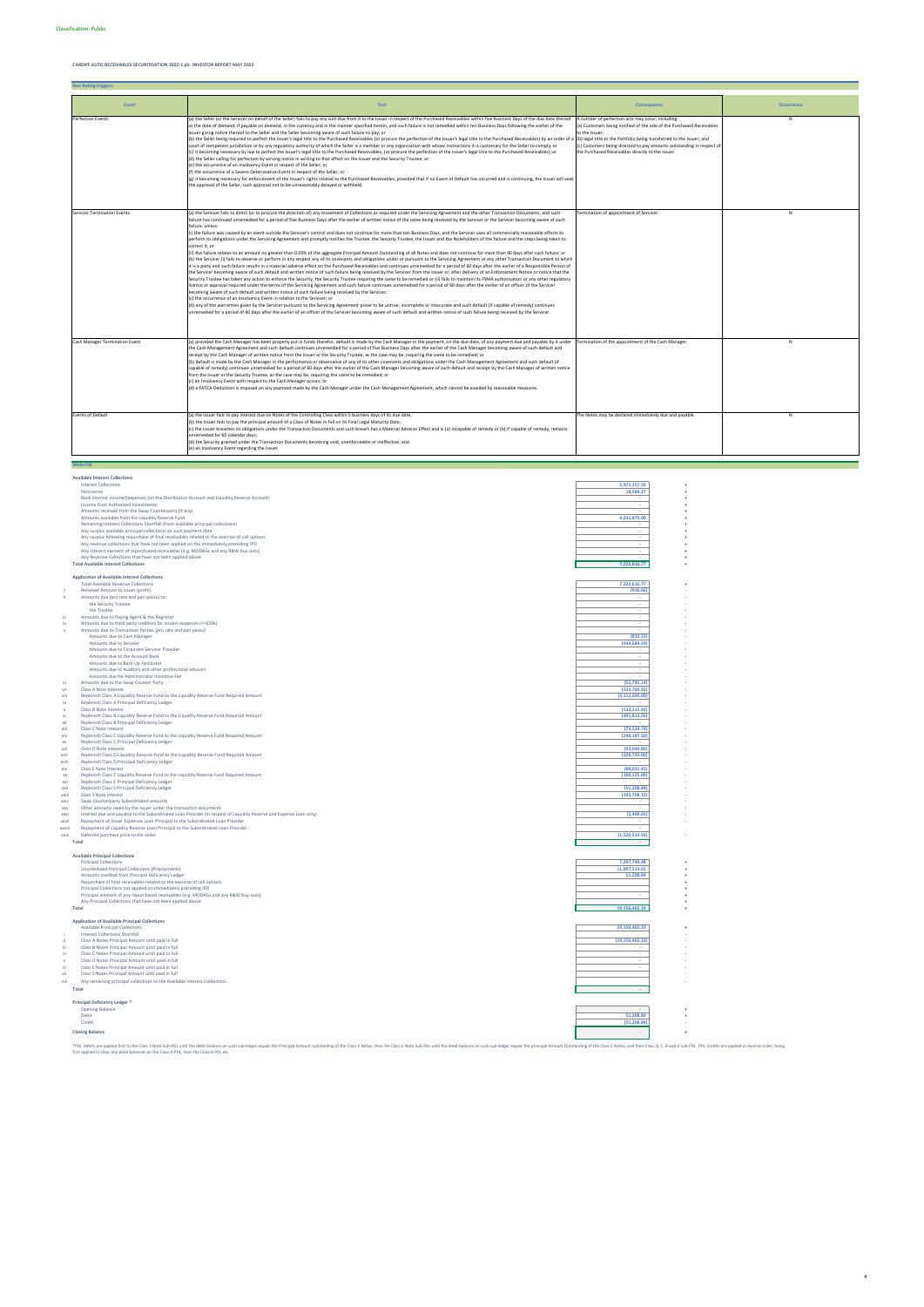**Classification: Public**

**CARDIFF AUTO RECEIVABLES SECURITISATION 2022-1 plc INVESTOR REPORT MAY 2022**

## Non Rating triggers

| Event | Test | Consequence | Occurrence |
|---|---|---|---|
| Perfection Events | (a) the Seller (or the Servicer on behalf of the Seller) fails to pay any sum due from it to the Issuer in respect of the Purchased Receivables within five Business Days of the due date thereof or the date of demand, if payable on demand, in the currency and in the manner specified herein, and such failure is not remedied within ten Business Days following the earlier of the Issuer giving notice thereof to the Seller and the Seller becoming aware of such failure to pay; or<br>(b) the Seller being required to perfect the Issuer's legal title to the Purchased Receivables (or procure the perfection of the Issuer's legal title to the Purchased Receivables) by an order of a court of competent jurisdiction or by any regulatory authority of which the Seller is a member or any organisation with whose instructions it is customary for the Seller to comply; or<br>(c) it becoming necessary by law to perfect the Issuer's legal title to the Purchased Receivables, (or procure the perfection of the Issuer's legal title to the Purchased Receivables); or<br>(d) the Seller calling for perfection by serving notice in writing to that effect on the Issuer and the Security Trustee; or<br>(e) the occurrence of an Insolvency Event in respect of the Seller; or<br>(f) the occurrence of a Severe Deterioration Event in respect of the Seller; or<br>(g) it becoming necessary for enforcement of the Issuer's rights related to the Purchased Receivables, provided that if no Event of Default has occurred and is continuing, the Issuer will seek the approval of the Seller, such approval not to be unreasonably delayed or withheld. | A number of perfection acts may occur, including:<br>(a) Customers being notified of the sale of the Purchased Receivables to the Issuer;<br>(b) legal title to the Portfolio being transferred to the Issuer; and<br>(c) Customers being directed to pay amounts outstanding in respect of the Purchased Receivables directly to the Issuer. | N |
| Servicer Termination Events | (a) the Servicer fails to direct (or to procure the direction of) any movement of Collections as required under the Servicing Agreement and the other Transaction Documents, and such failure has continued unremedied for a period of five Business Days after the earlier of written notice of the same being received by the Servicer or the Servicer becoming aware of such failure, unless:<br>(i) the failure was caused by an event outside the Servicer's control and does not continue for more than ten Business Days, and the Servicer uses all commercially reasonable efforts to perform its obligations under the Servicing Agreement and promptly notifies the Trustee, the Security Trustee, the Issuer and the Noteholders of the failure and the steps being taken to correct it; or<br>(ii) the failure relates to an amount no greater than 0.05% of the aggregate Principal Amount Outstanding of all Notes and does not continue for more than 90 days after such failure; or<br>(b) the Servicer (i) fails to observe or perform in any respect any of its covenants and obligations under or pursuant to the Servicing Agreement or any other Transaction Document to which it is a party and such failure results in a material adverse effect on the Purchased Receivables and continues unremedied for a period of 60 days after the earlier of a Responsible Person of the Servicer becoming aware of such default and written notice of such failure being received by the Servicer from the Issuer or, after delivery of an Enforcement Notice or notice that the Security Trustee has taken any action to enforce the Security, the Security Trustee requiring the same to be remedied or (ii) fails to maintain its FSMA authorisation or any other regulatory licence or approval required under the terms of the Servicing Agreement and such failure continues unremedied for a period of 60 days after the earlier of an officer of the Servicer becoming aware of such default and written notice of such failure being received by the Servicer;<br>(c) the occurrence of an Insolvency Event in relation to the Servicer; or<br>(d) any of the warranties given by the Servicer pursuant to the Servicing Agreement prove to be untrue, incomplete or inaccurate and such default (if capable of remedy) continues unremedied for a period of 60 days after the earlier of an officer of the Servicer becoming aware of such default and written notice of such failure being received by the Servicer. | Termination of appointment of Servicer. | N |
| Cash Manager Termination Event | (a) provided the Cash Manager has been properly put in funds therefor, default is made by the Cash Manager in the payment, on the due date, of any payment due and payable by it under the Cash Management Agreement and such default continues unremedied for a period of five Business Days after the earlier of the Cash Manager becoming aware of such default and receipt by the Cash Manager of written notice from the Issuer or the Security Trustee, as the case may be, requiring the same to be remedied; or<br>(b) default is made by the Cash Manager in the performance or observance of any of its other covenants and obligations under the Cash Management Agreement and such default (if capable of remedy) continues unremedied for a period of 60 days after the earlier of the Cash Manager becoming aware of such default and receipt by the Cash Manager of written notice from the Issuer or the Security Trustee, as the case may be, requiring the same to be remedied; or<br>(c) an Insolvency Event with respect to the Cash Manager occurs; or<br>(d) a FATCA Deduction is imposed on any payment made by the Cash Manager under the Cash Management Agreement, which cannot be avoided by reasonable measures. | Termination of the appointment of the Cash Manager. | N |
| Events of Default | (a) the Issuer fails to pay interest due on Notes of the Controlling Class within 5 business days of its due date;<br>(b) the Issuer fails to pay the principal amount of a Class of Notes in full on its Final Legal Maturity Date;<br>(c) the Issuer breaches its obligations under the Transaction Documents and such breach has a Material Adverse Effect and is (a) incapable of remedy or (b) if capable of remedy, remains unremedied for 60 calendar days;<br>(d) the Security granted under the Transaction Documents becoming void, unenforceable or ineffective; and<br>(e) an Insolvency Event regarding the Issuer. | The Notes may be declared immediately due and payable. | N |

## Waterfall

### Available Interest Collections

| | | Amount | |
|---|---|---|---|
| | Interest Collections | 2,972,157.50 | + |
| | Recoveries | 18,584.27 | + |
| | Bank interest income/(expense) (on the Distribution Account and Liquidity Reserve Account) | - | + |
| | Income from Authorised Investments | - | + |
| | Amounts received from the Swap Counterparty (if any) | - | + |
| | Amounts available from the Liquidity Reserve Fund | 4,231,875.00 | + |
| | Remaining Interest Collections Shortfall (from available principal collections) | - | + |
| | Any surplus available principal collections on such payment date | - | + |
| | Any surplus following repurchase of final receivables related to the exercise of call options | - | + |
| | Any revenue collections that have not been applied on the immediately preceding IPD | - | + |
| | Any interest element of repurchased receivables (e.g. MODAGs and any R&W buy-outs) | - | + |
| | Any Revenue Collections that have not been applied above | - | + |
| | **Total Available Interest Collections** | 7,222,616.77 | + |

### Application of Available Interest Collections

| | | Amount | |
|---|---|---|---|
| | Total Available Revenue Collections | 7,222,616.77 | + |
| i | Retained Amount to issuer (profit) | (916.66) | - |
| ii | Amounts due (pro rata and pari passu) to: | | |
| | the Security Trustee | - | - |
| | the Trustee | - | - |
| iii | Amounts due to Paying Agent & the Registrar | - | - |
| iv | Amounts due to third party creditors for Issuers expenses (<=£20k) | - | - |
| v | Amounts due to Transaction Parties (pro rata and pari passu) | - | - |
| | Amounts due to Cash Manager | (833.33) | - |
| | Amounts due to Servicer | (444,686.59) | - |
| | Amounts due to Corporate Servicer Provider | - | - |
| | Amounts due to the Account Bank | - | - |
| | Amounts due to Back-Up Facilitator | - | - |
| | Amounts due to Auditors and other professional advisors | - | - |
| | Amounts due for Administrator Incentive Fee | - | - |
| vi | Amounts due to the Swap Counter Party | (52,782.14) | - |
| vii | Class A Note Interest | (333,769.92) | - |
| viii | Replenish Class A Liquidity Reserve Fund to the Liquidity Reserve Fund Required Amount | (3,311,000.00) | - |
| ix | Replenish Class A Principal Deficiency Ledger | - | - |
| x | Class B Note Interest | (132,315.42) | - |
| xi | Replenish Class B Liquidity Reserve Fund to the Liquidity Reserve Fund Required Amount | (491,812.50) | - |
| xii | Replenish Class B Principal Deficiency Ledger | - | - |
| xiii | Class C Note Interest | (73,524.74) | - |
| xiv | Replenish Class C Liquidity Reserve Fund to the Liquidity Reserve Fund Required Amount | (240,187.50) | - |
| xv | Replenish Class C Principal Deficiency Ledger | - | - |
| xvi | Class D Note Interest | (93,044.00) | - |
| xvii | Replenish Class D Liquidity Reserve Fund to the Liquidity Reserve Fund Required Amount | (228,750.00) | - |
| xviii | Replenish Class D Principal Deficiency Ledger | - | - |
| xix | Class E Note Interest | (88,031.43) | - |
| xx | Replenish Class E Liquidity Reserve Fund to the Liquidity Reserve Fund Required Amount | (160,125.00) | - |
| xxi | Replenish Class E Principal Deficiency Ledger | - | - |
| xxii | Replenish Class S Principal Deficiency Ledger | (51,208.84) | - |
| xxiii | Class S Note Interest | (195,708.33) | - |
| xxiv | Swap Counterparty Subordinated amounts | - | - |
| xxv | Other amounts owed by the Issuer under the transaction documents | - | - |
| xxvi | Interest due and payable to the Subordinated Loan Provider (in respect of Liquidity Reserve and Expense Loan only) | (3,409.01) | - |
| xxvii | Repayment of Issuer Expenses Loan Principal to the Subordinated Loan Provider | - | - |
| xxviii | Repayment of Liquidity Reserve Loan Principal to the Subordinated Loan Provider | - | - |
| xxix | Deferred purchase price to the seller | (1,320,512.56) | - |
| | **Total** | - | |

### Available Principal Collections

| | | Amount | |
|---|---|---|---|
| | Principal Collections | 7,297,740.48 | + |
| | Unscheduled Principal Collections (Prepayments) | 11,807,513.01 | + |
| | Amounts credited from Principal Deficiency Ledger | 51,208.84 | + |
| | Repurchase of final receivables related to the exercise of call options | | + |
| | Principal Collections not applied on immediately preceding IPD | | + |
| | Principal element of any repurchased receivables (e.g. MODAGs and any R&W buy-outs) | - | + |
| | Any Principal Collections that have not been applied above | | + |
| | **Total** | 19,156,462.33 | + |

### Application of Available Principal Collections

| | | Amount | |
|---|---|---|---|
| | Available Principal Collections | 19,156,462.33 | + |
| i | Interest Collections Shortfall | | - |
| ii | Class A Notes Principal Amount until paid in full | (19,156,462.33) | - |
| iii | Class B Notes Principal Amount until paid in full | - | - |
| iv | Class C Notes Principal Amount until paid in full | - | - |
| v | Class D Notes Principal Amount until paid in full | - | - |
| vi | Class E Notes Principal Amount until paid in full | - | - |
| vii | Class S Notes Principal Amount until paid in full | | - |
| viii | Any remaining principal collections to the Available Interest Collections | | - |
| | **Total** | - | |

### Principal Deficiency Ledger *

| | Amount | |
|---|---|---|
| Opening Balance | - | + |
| Debit | 51,208.84 | + |
| Credit | (51,208.84) | - |
| **Closing Balance** | - | + |

*PDL Debits are applied first to the Class S Note Sub-PDL until the debit balance on such sub-ledger equals the Principal Amount outstanding of the Class S Notes, then the Class E Note Sub-PDL until the debit balance on such sub-ledger equals the principal Amount Outstanding of the Class E Notes, and then Class D, C, B and A Sub-PDL. PDL Credits are applied in reverse order, being first applied to clear any debit balances on the Class A PDL, then the Class B PDL etc.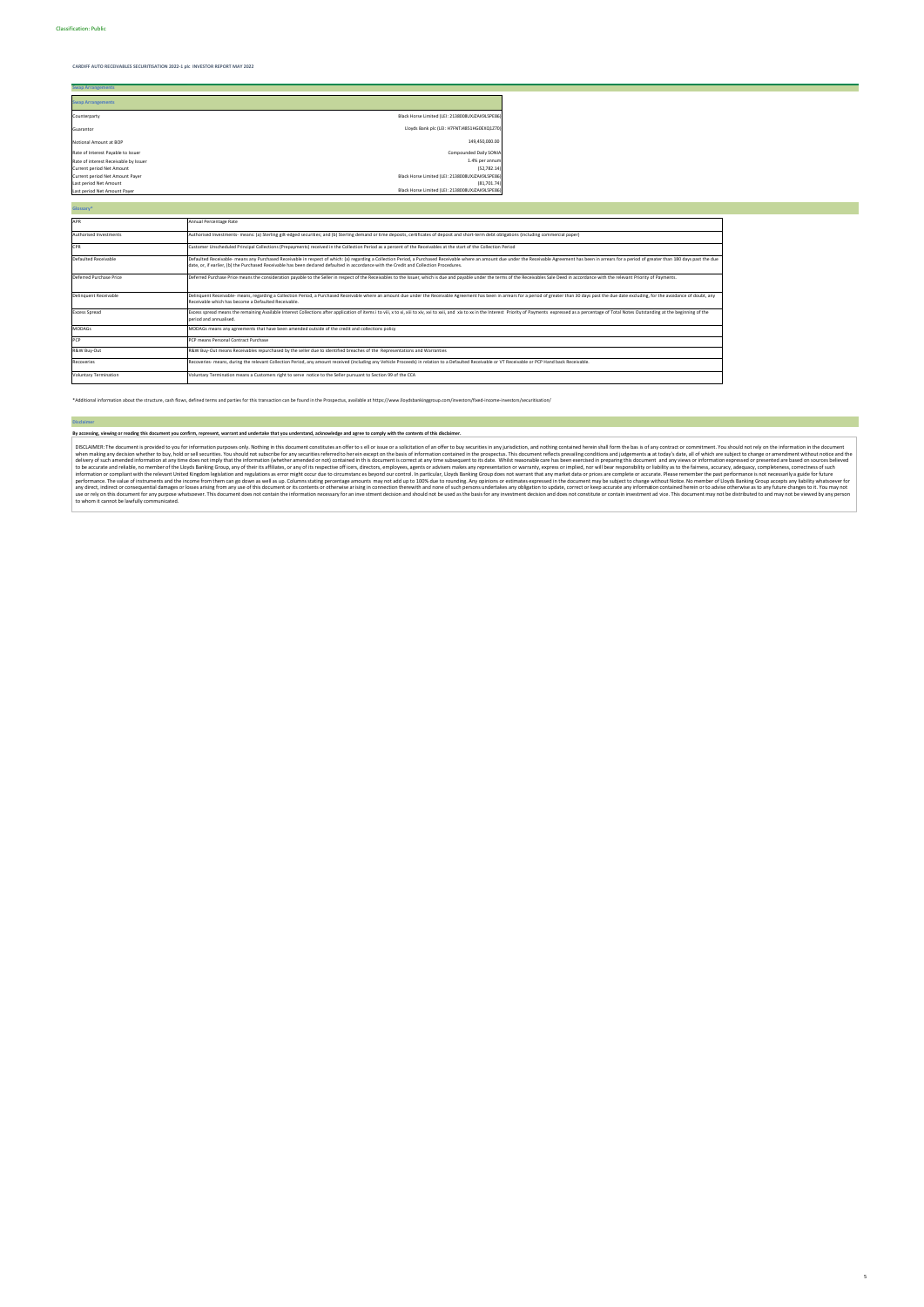Classification: Public

CARDIFF AUTO RECEIVABLES SECURITISATION 2022-1 plc INVESTOR REPORT MAY 2022

## Swap Arrangements

| Swap Arrangements | |
|---|---|
| Counterparty | Black Horse Limited (LEI: 2138008UXJZAK9L5PE86) |
| Guarantor | Lloyds Bank plc (LEI: H7FNTJ4851HG0EXQ1Z70) |
| Notional Amount at BOP | 149,450,000.00 |
| Rate of Interest Payable to Issuer | Compounded Daily SONIA |
| Rate of Interest Receivable by Issuer | 1.4% per annum |
| Current period Net Amount | (52,782.14) |
| Current period Net Amount Payer | Black Horse Limited (LEI: 2138008UXJZAK9L5PE86) |
| Last period Net Amount | (81,701.74) |
| Last period Net Amount Payer | Black Horse Limited (LEI: 2138008UXJZAK9L5PE86) |

## Glossary*

| | |
|---|---|
| APR | Annual Percentage Rate |
| Authorised Investments | Authorised Investments- means: (a) Sterling gilt-edged securities; and (b) Sterling demand or time deposits, certificates of deposit and short-term debt obligations (including commercial paper) |
| CPR | Customer Unscheduled Principal Collections (Prepayments) received in the Collection Period as a percent of the Receivables at the start of the Collection Period |
| Defaulted Receivable | Defaulted Receivable- means any Purchased Receivable in respect of which: (a) regarding a Collection Period, a Purchased Receivable where an amount due under the Receivable Agreement has been in arrears for a period of greater than 180 days past the due date, or, if earlier, (b) the Purchased Receivable has been declared defaulted in accordance with the Credit and Collection Procedures. |
| Deferred Purchase Price | Deferred Purchase Price means the consideration payable to the Seller in respect of the Receivables to the Issuer, which is due and payable under the terms of the Receivables Sale Deed in accordance with the relevant Priority of Payments. |
| Delinquent Receivable | Delinquent Receivable- means, regarding a Collection Period, a Purchased Receivable where an amount due under the Receivable Agreement has been in arrears for a period of greater than 30 days past the due date excluding, for the avoidance of doubt, any Receivable which has become a Defaulted Receivable. |
| Excess Spread | Excess spread means the remaining Available Interest Collections after application of items i to viii, x to xi, xiii to xiv, xvi to xvii, and xix to xx in the Interest Priority of Payments expressed as a percentage of Total Notes Outstanding at the beginning of the period and annualised. |
| MODAGs | MODAGs means any agreements that have been amended outside of the credit and collections policy |
| PCP | PCP means Personal Contract Purchase |
| R&W Buy-Out | R&W Buy-Out means Receivables repurchased by the seller due to identified breaches of the Representations and Warranties |
| Recoveries | Recoveries- means, during the relevant Collection Period, any amount received (including any Vehicle Proceeds) in relation to a Defaulted Receivable or VT Receivable or PCP Hand back Receivable. |
| Voluntary Termination | Voluntary Termination means a Customers right to serve notice to the Seller pursuant to Section 99 of the CCA |

*Additional information about the structure, cash flows, defined terms and parties for this transaction can be found in the Prospectus, available at https://www.lloydsbankinggroup.com/investors/fixed-income-investors/securitisation/

## Disclaimer

**By accessing, viewing or reading this document you confirm, represent, warrant and undertake that you understand, acknowledge and agree to comply with the contents of this disclaimer.**

DISCLAIMER: The document is provided to you for information purposes only. Nothing in this document constitutes an offer to sell or issue or a solicitation of an offer to buy securities in any jurisdiction, and nothing contained herein shall form the basis of any contract or commitment. You should not rely on the information in the document when making any decision whether to buy, hold or sell securities. You should not subscribe for any securities referred to herein except on the basis of information contained in the prospectus. This document reflects prevailing conditions and judgements as at today's date, all of which are subject to change or amendment without notice and the delivery of such amended information at any time does not imply that the information (whether amended or not) contained in this document is correct at any time subsequent to its date. Whilst reasonable care has been exercised in preparing this document and any views or information expressed or presented are based on sources believed to be accurate and reliable, no member of the Lloyds Banking Group, any of their its affiliates, or any of its respective officers, directors, employees, agents or advisers makes any representation or warranty, express or implied, nor will bear responsibility or liability as to the fairness, accuracy, adequacy, completeness, correctness of such information or compliant with the relevant United Kingdom legislation and regulations as error might occur due to circumstances beyond our control. In particular, Lloyds Banking Group does not warrant that any market data or prices are complete or accurate. Please remember the past performance is not necessarily a guide for future performance. The value of instruments and the income from them can go down as well as up. Columns stating percentage amounts may not add up to 100% due to rounding. Any opinions or estimates expressed in the document may be subject to change without Notice. No member of Lloyds Banking Group accepts any liability whatsoever for any direct, indirect or consequential damages or losses arising from any use of this document or its contents or otherwise arising in connection therewith and none of such persons undertakes any obligation to update, correct or keep accurate any information contained herein or to advise otherwise as to any future changes to it. You may not use or rely on this document for any purpose whatsoever. This document does not contain the information necessary for an investment decision and should not be used as the basis for any investment decision and does not constitute or contain investment advice. This document may not be distributed to and may not be viewed by any person to whom it cannot be lawfully communicated.